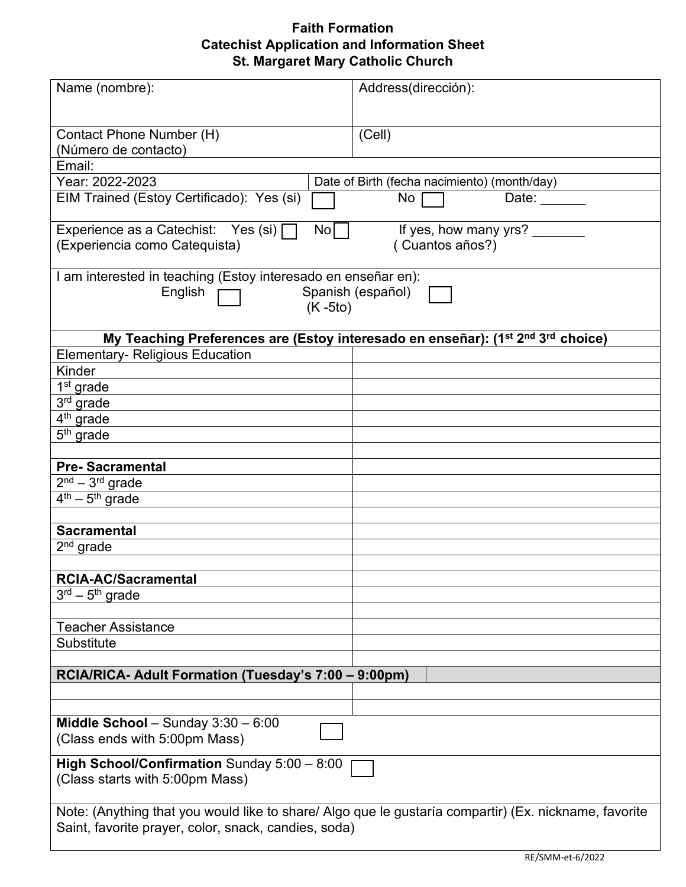**Faith Formation**
**Catechist Application and Information Sheet**
**St. Margaret Mary Catholic Church**

| Name (nombre): | Address(dirección): |
|---|---|
| Contact Phone Number (H) (Número de contacto) | (Cell) |
| Email: | |
| Year: 2022-2023 | Date of Birth (fecha nacimiento) (month/day) |
| EIM Trained (Estoy Certificado): Yes (si) ☐ No ☐ Date: ______ | |
| Experience as a Catechist: Yes (si) ☐ No ☐ (Experiencia como Catequista) If yes, how many yrs? _______ ( Cuantos años?) | |
| I am interested in teaching (Estoy interesado en enseñar en): English ☐ Spanish (español) (K -5to) ☐ | |

**My Teaching Preferences are (Estoy interesado en enseñar): (1st 2nd 3rd choice)**

| | |
|---|---|
| Elementary- Religious Education | |
| Kinder | |
| 1st grade | |
| 3rd grade | |
| 4th grade | |
| 5th grade | |
| | |
| **Pre- Sacramental** | |
| 2nd – 3rd grade | |
| 4th – 5th grade | |
| | |
| **Sacramental** | |
| 2nd grade | |
| | |
| **RCIA-AC/Sacramental** | |
| 3rd – 5th grade | |
| | |
| Teacher Assistance | |
| Substitute | |
| | |
| **RCIA/RICA- Adult Formation (Tuesday's 7:00 – 9:00pm)** | |
| | |
| | |
| **Middle School** – Sunday 3:30 – 6:00 (Class ends with 5:00pm Mass) ☐ | |
| **High School/Confirmation** Sunday 5:00 – 8:00 (Class starts with 5:00pm Mass) ☐ | |

Note: (Anything that you would like to share/ Algo que le gustaría compartir) (Ex. nickname, favorite Saint, favorite prayer, color, snack, candies, soda)

RE/SMM-et-6/2022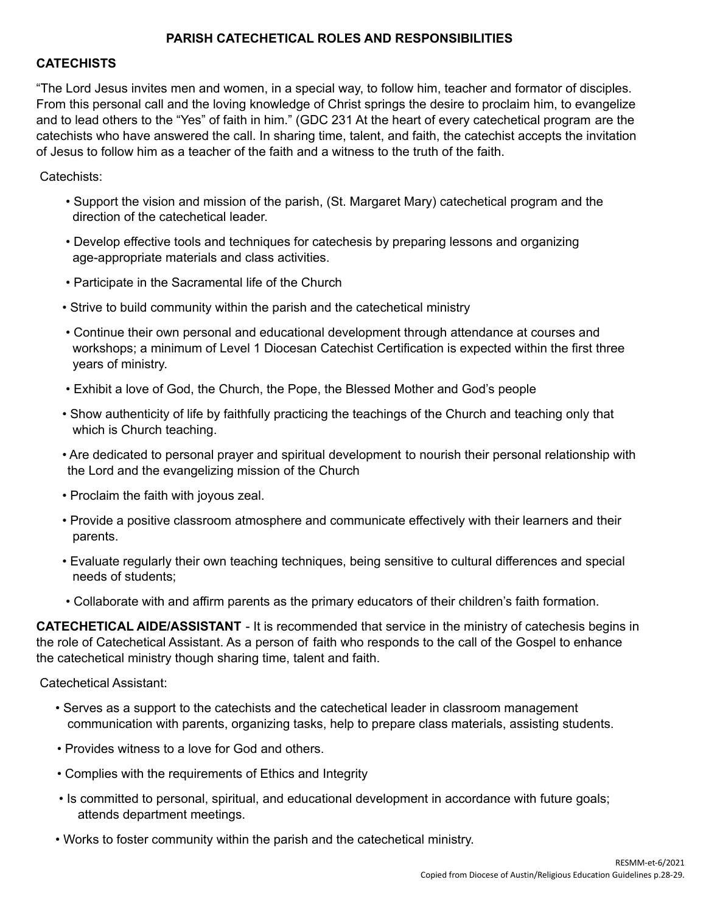# PARISH CATECHETICAL ROLES AND RESPONSIBILITIES

## CATECHISTS

"The Lord Jesus invites men and women, in a special way, to follow him, teacher and formator of disciples. From this personal call and the loving knowledge of Christ springs the desire to proclaim him, to evangelize and to lead others to the "Yes" of faith in him." (GDC 231 At the heart of every catechetical program are the catechists who have answered the call. In sharing time, talent, and faith, the catechist accepts the invitation of Jesus to follow him as a teacher of the faith and a witness to the truth of the faith.

Catechists:

- Support the vision and mission of the parish, (St. Margaret Mary) catechetical program and the direction of the catechetical leader.
- Develop effective tools and techniques for catechesis by preparing lessons and organizing age-appropriate materials and class activities.
- Participate in the Sacramental life of the Church
- Strive to build community within the parish and the catechetical ministry
- Continue their own personal and educational development through attendance at courses and workshops; a minimum of Level 1 Diocesan Catechist Certification is expected within the first three years of ministry.
- Exhibit a love of God, the Church, the Pope, the Blessed Mother and God's people
- Show authenticity of life by faithfully practicing the teachings of the Church and teaching only that which is Church teaching.
- Are dedicated to personal prayer and spiritual development to nourish their personal relationship with the Lord and the evangelizing mission of the Church
- Proclaim the faith with joyous zeal.
- Provide a positive classroom atmosphere and communicate effectively with their learners and their parents.
- Evaluate regularly their own teaching techniques, being sensitive to cultural differences and special needs of students;
- Collaborate with and affirm parents as the primary educators of their children's faith formation.

**CATECHETICAL AIDE/ASSISTANT** - It is recommended that service in the ministry of catechesis begins in the role of Catechetical Assistant. As a person of faith who responds to the call of the Gospel to enhance the catechetical ministry though sharing time, talent and faith.

Catechetical Assistant:

- Serves as a support to the catechists and the catechetical leader in classroom management communication with parents, organizing tasks, help to prepare class materials, assisting students.
- Provides witness to a love for God and others.
- Complies with the requirements of Ethics and Integrity
- Is committed to personal, spiritual, and educational development in accordance with future goals; attends department meetings.
- Works to foster community within the parish and the catechetical ministry.

RESMM-et-6/2021

Copied from Diocese of Austin/Religious Education Guidelines p.28-29.